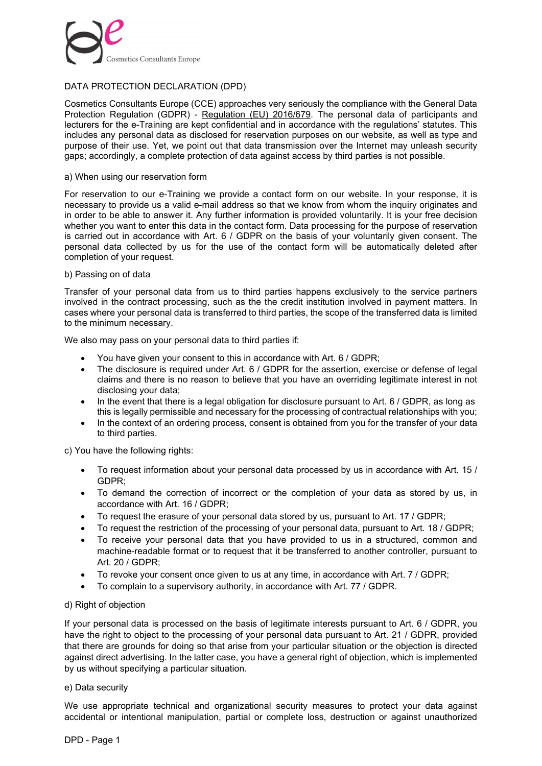# DATA PROTECTION DECLARATION (DPD)

Cosmetics Consultants Europe (CCE) approaches very seriously the compliance with the General Data Protection Regulation (GDPR) - Regulation (EU) 2016/679. The personal data of participants and lecturers for the e-Training are kept confidential and in accordance with the regulations' statutes. This includes any personal data as disclosed for reservation purposes on our website, as well as type and purpose of their use. Yet, we point out that data transmission over the Internet may unleash security gaps; accordingly, a complete protection of data against access by third parties is not possible.

## a) When using our reservation form

For reservation to our e-Training we provide a contact form on our website. In your response, it is necessary to provide us a valid e-mail address so that we know from whom the inquiry originates and in order to be able to answer it. Any further information is provided voluntarily. It is your free decision whether you want to enter this data in the contact form. Data processing for the purpose of reservation is carried out in accordance with Art. 6 / GDPR on the basis of your voluntarily given consent. The personal data collected by us for the use of the contact form will be automatically deleted after completion of your request.

## b) Passing on of data

Transfer of your personal data from us to third parties happens exclusively to the service partners involved in the contract processing, such as the the credit institution involved in payment matters. In cases where your personal data is transferred to third parties, the scope of the transferred data is limited to the minimum necessary.

We also may pass on your personal data to third parties if:

- You have given your consent to this in accordance with Art. 6 / GDPR;
- The disclosure is required under Art. 6 / GDPR for the assertion, exercise or defense of legal claims and there is no reason to believe that you have an overriding legitimate interest in not disclosing your data;
- In the event that there is a legal obligation for disclosure pursuant to Art. 6 / GDPR, as long as this is legally permissible and necessary for the processing of contractual relationships with you;
- In the context of an ordering process, consent is obtained from you for the transfer of your data to third parties.

## c) You have the following rights:

- To request information about your personal data processed by us in accordance with Art. 15 / GDPR;
- To demand the correction of incorrect or the completion of your data as stored by us, in accordance with Art. 16 / GDPR;
- To request the erasure of your personal data stored by us, pursuant to Art. 17 / GDPR;
- To request the restriction of the processing of your personal data, pursuant to Art. 18 / GDPR;
- To receive your personal data that you have provided to us in a structured, common and machine-readable format or to request that it be transferred to another controller, pursuant to Art. 20 / GDPR;
- To revoke your consent once given to us at any time, in accordance with Art. 7 / GDPR;
- To complain to a supervisory authority, in accordance with Art. 77 / GDPR.

## d) Right of objection

If your personal data is processed on the basis of legitimate interests pursuant to Art. 6 / GDPR, you have the right to object to the processing of your personal data pursuant to Art. 21 / GDPR, provided that there are grounds for doing so that arise from your particular situation or the objection is directed against direct advertising. In the latter case, you have a general right of objection, which is implemented by us without specifying a particular situation.

## e) Data security

We use appropriate technical and organizational security measures to protect your data against accidental or intentional manipulation, partial or complete loss, destruction or against unauthorized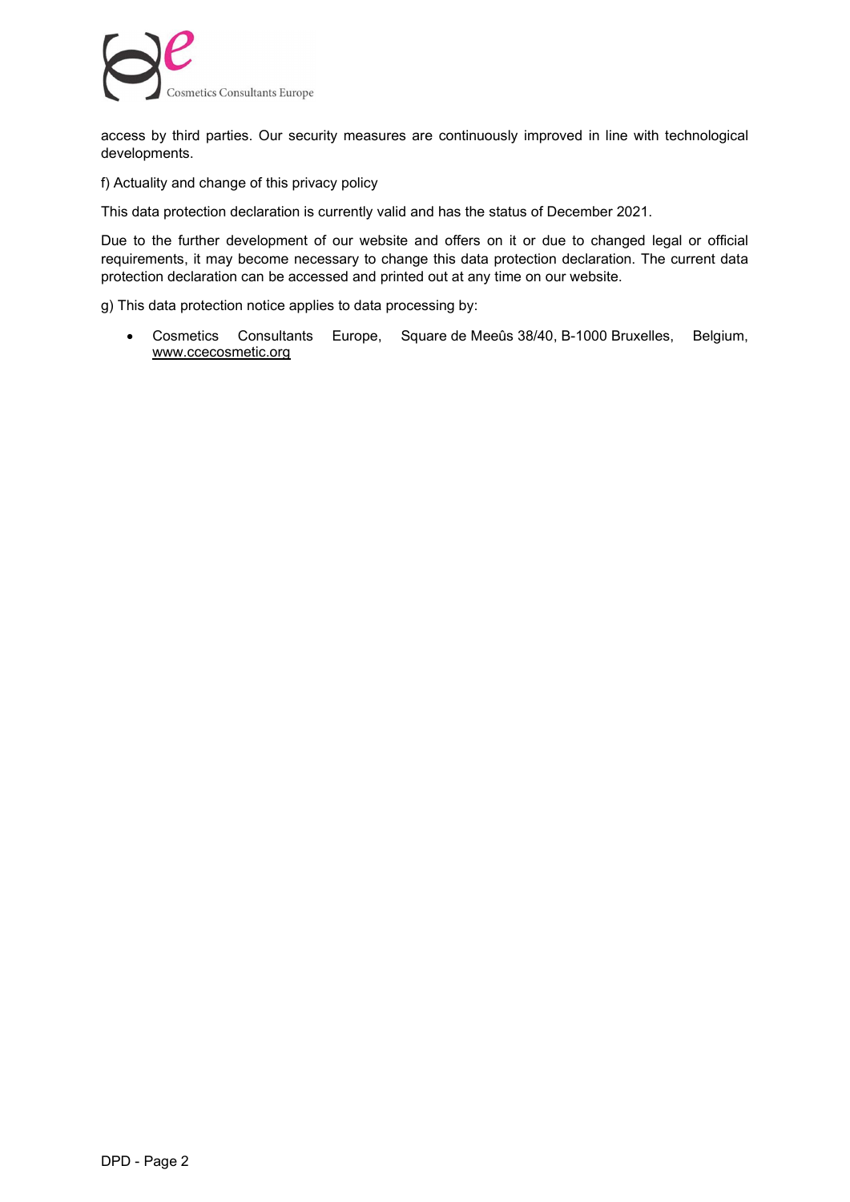access by third parties. Our security measures are continuously improved in line with technological developments.

f) Actuality and change of this privacy policy

This data protection declaration is currently valid and has the status of December 2021.

Due to the further development of our website and offers on it or due to changed legal or official requirements, it may become necessary to change this data protection declaration. The current data protection declaration can be accessed and printed out at any time on our website.

g) This data protection notice applies to data processing by:

- Cosmetics Consultants Europe, Square de Meeûs 38/40, B-1000 Bruxelles, Belgium, www.ccecosmetic.org